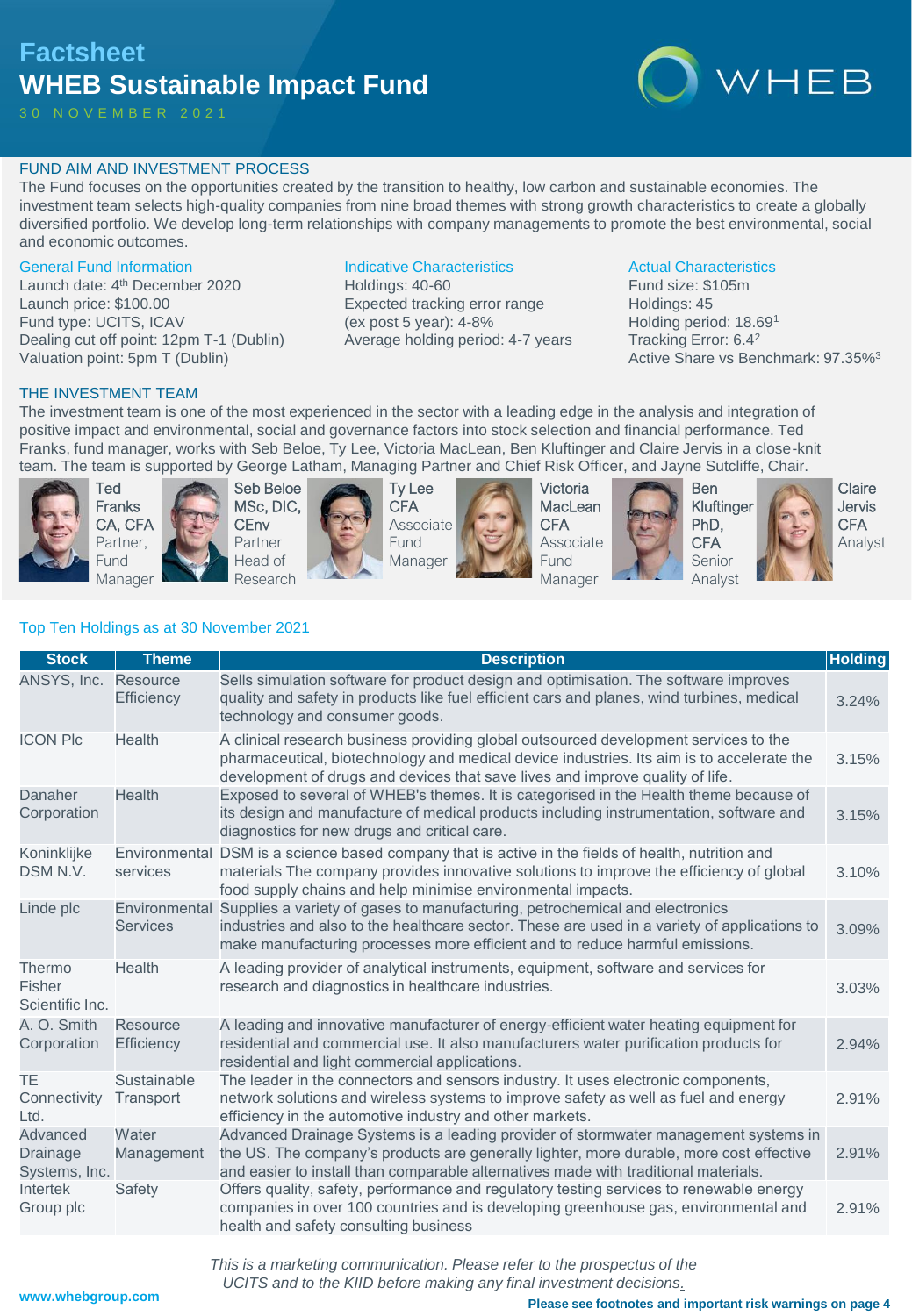# Factsheet
# WHEB Sustainable Impact Fund

30 NOVEMBER 2021

WHEB

## FUND AIM AND INVESTMENT PROCESS

The Fund focuses on the opportunities created by the transition to healthy, low carbon and sustainable economies. The investment team selects high-quality companies from nine broad themes with strong growth characteristics to create a globally diversified portfolio. We develop long-term relationships with company managements to promote the best environmental, social and economic outcomes.

### General Fund Information

Launch date: 4th December 2020
Launch price: $100.00
Fund type: UCITS, ICAV
Dealing cut off point: 12pm T-1 (Dublin)
Valuation point: 5pm T (Dublin)

### Indicative Characteristics

Holdings: 40-60
Expected tracking error range
(ex post 5 year): 4-8%
Average holding period: 4-7 years

### Actual Characteristics

Fund size: $105m
Holdings: 45
Holding period: 18.69[1]
Tracking Error: 6.4[2]
Active Share vs Benchmark: 97.35%[3]

## THE INVESTMENT TEAM

The investment team is one of the most experienced in the sector with a leading edge in the analysis and integration of positive impact and environmental, social and governance factors into stock selection and financial performance. Ted Franks, fund manager, works with Seb Beloe, Ty Lee, Victoria MacLean, Ben Kluftinger and Claire Jervis in a close-knit team. The team is supported by George Latham, Managing Partner and Chief Risk Officer, and Jayne Sutcliffe, Chair.

- **Ted Franks** CA, CFA — Partner, Fund Manager
- **Seb Beloe** MSc, DIC, CEnv — Partner Head of Research
- **Ty Lee** CFA — Associate Fund Manager
- **Victoria MacLean** CFA — Associate Fund Manager
- **Ben Kluftinger** PhD, CFA — Senior Analyst
- **Claire Jervis** CFA — Analyst

### Top Ten Holdings as at 30 November 2021

| Stock | Theme | Description | Holding |
|---|---|---|---|
| ANSYS, Inc. | Resource Efficiency | Sells simulation software for product design and optimisation. The software improves quality and safety in products like fuel efficient cars and planes, wind turbines, medical technology and consumer goods. | 3.24% |
| ICON Plc | Health | A clinical research business providing global outsourced development services to the pharmaceutical, biotechnology and medical device industries. Its aim is to accelerate the development of drugs and devices that save lives and improve quality of life. | 3.15% |
| Danaher Corporation | Health | Exposed to several of WHEB's themes. It is categorised in the Health theme because of its design and manufacture of medical products including instrumentation, software and diagnostics for new drugs and critical care. | 3.15% |
| Koninklijke DSM N.V. | Environmental services | DSM is a science based company that is active in the fields of health, nutrition and materials The company provides innovative solutions to improve the efficiency of global food supply chains and help minimise environmental impacts. | 3.10% |
| Linde plc | Environmental Services | Supplies a variety of gases to manufacturing, petrochemical and electronics industries and also to the healthcare sector. These are used in a variety of applications to make manufacturing processes more efficient and to reduce harmful emissions. | 3.09% |
| Thermo Fisher Scientific Inc. | Health | A leading provider of analytical instruments, equipment, software and services for research and diagnostics in healthcare industries. | 3.03% |
| A. O. Smith Corporation | Resource Efficiency | A leading and innovative manufacturer of energy-efficient water heating equipment for residential and commercial use. It also manufacturers water purification products for residential and light commercial applications. | 2.94% |
| TE Connectivity Ltd. | Sustainable Transport | The leader in the connectors and sensors industry. It uses electronic components, network solutions and wireless systems to improve safety as well as fuel and energy efficiency in the automotive industry and other markets. | 2.91% |
| Advanced Drainage Systems, Inc. | Water Management | Advanced Drainage Systems is a leading provider of stormwater management systems in the US. The company's products are generally lighter, more durable, more cost effective and easier to install than comparable alternatives made with traditional materials. | 2.91% |
| Intertek Group plc | Safety | Offers quality, safety, performance and regulatory testing services to renewable energy companies in over 100 countries and is developing greenhouse gas, environmental and health and safety consulting business | 2.91% |

*This is a marketing communication. Please refer to the prospectus of the UCITS and to the KIID before making any final investment decisions.*

www.whebgroup.com

**Please see footnotes and important risk warnings on page 4**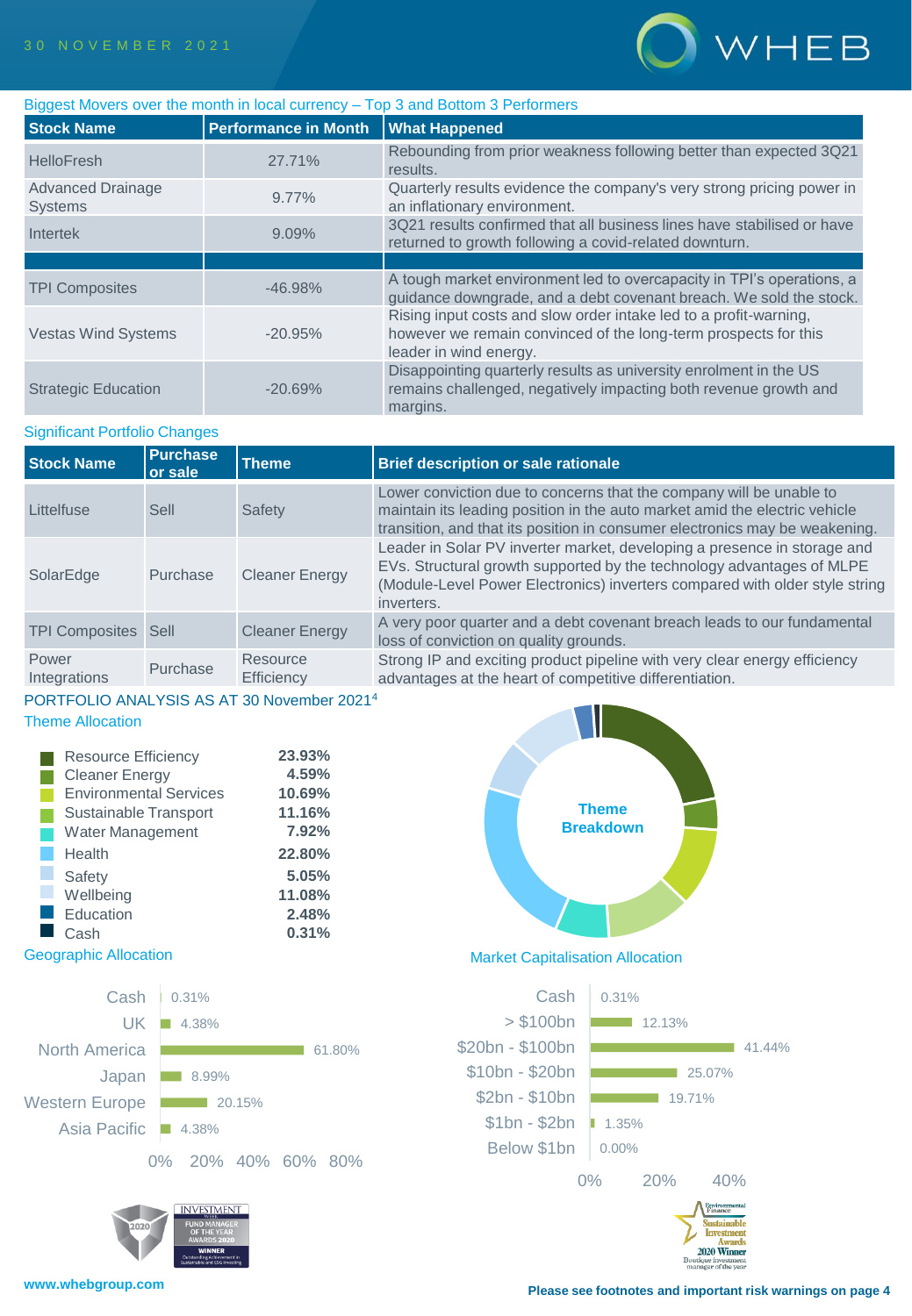## Biggest Movers over the month in local currency – Top 3 and Bottom 3 Performers

| Stock Name | Performance in Month | What Happened |
|---|---|---|
| HelloFresh | 27.71% | Rebounding from prior weakness following better than expected 3Q21 results. |
| Advanced Drainage Systems | 9.77% | Quarterly results evidence the company's very strong pricing power in an inflationary environment. |
| Intertek | 9.09% | 3Q21 results confirmed that all business lines have stabilised or have returned to growth following a covid-related downturn. |
| | | |
| TPI Composites | -46.98% | A tough market environment led to overcapacity in TPI's operations, a guidance downgrade, and a debt covenant breach. We sold the stock. |
| Vestas Wind Systems | -20.95% | Rising input costs and slow order intake led to a profit-warning, however we remain convinced of the long-term prospects for this leader in wind energy. |
| Strategic Education | -20.69% | Disappointing quarterly results as university enrolment in the US remains challenged, negatively impacting both revenue growth and margins. |

## Significant Portfolio Changes

| Stock Name | Purchase or sale | Theme | Brief description or sale rationale |
|---|---|---|---|
| Littelfuse | Sell | Safety | Lower conviction due to concerns that the company will be unable to maintain its leading position in the auto market amid the electric vehicle transition, and that its position in consumer electronics may be weakening. |
| SolarEdge | Purchase | Cleaner Energy | Leader in Solar PV inverter market, developing a presence in storage and EVs. Structural growth supported by the technology advantages of MLPE (Module-Level Power Electronics) inverters compared with older style string inverters. |
| TPI Composites | Sell | Cleaner Energy | A very poor quarter and a debt covenant breach leads to our fundamental loss of conviction on quality grounds. |
| Power Integrations | Purchase | Resource Efficiency | Strong IP and exciting product pipeline with very clear energy efficiency advantages at the heart of competitive differentiation. |

## PORTFOLIO ANALYSIS AS AT 30 November 2021[4]

### Theme Allocation

| Theme | Allocation |
|---|---|
| Resource Efficiency | 23.93% |
| Cleaner Energy | 4.59% |
| Environmental Services | 10.69% |
| Sustainable Transport | 11.16% |
| Water Management | 7.92% |
| Health | 22.80% |
| Safety | 5.05% |
| Wellbeing | 11.08% |
| Education | 2.48% |
| Cash | 0.31% |

Theme Breakdown

### Geographic Allocation

| Region | Allocation |
|---|---|
| Cash | 0.31% |
| UK | 4.38% |
| North America | 61.80% |
| Japan | 8.99% |
| Western Europe | 20.15% |
| Asia Pacific | 4.38% |

### Market Capitalisation Allocation

| Market Cap | Allocation |
|---|---|
| Cash | 0.31% |
| > $100bn | 12.13% |
| $20bn - $100bn | 41.44% |
| $10bn - $20bn | 25.07% |
| $2bn - $10bn | 19.71% |
| $1bn - $2bn | 1.35% |
| Below $1bn | 0.00% |

www.whebgroup.com

Please see footnotes and important risk warnings on page 4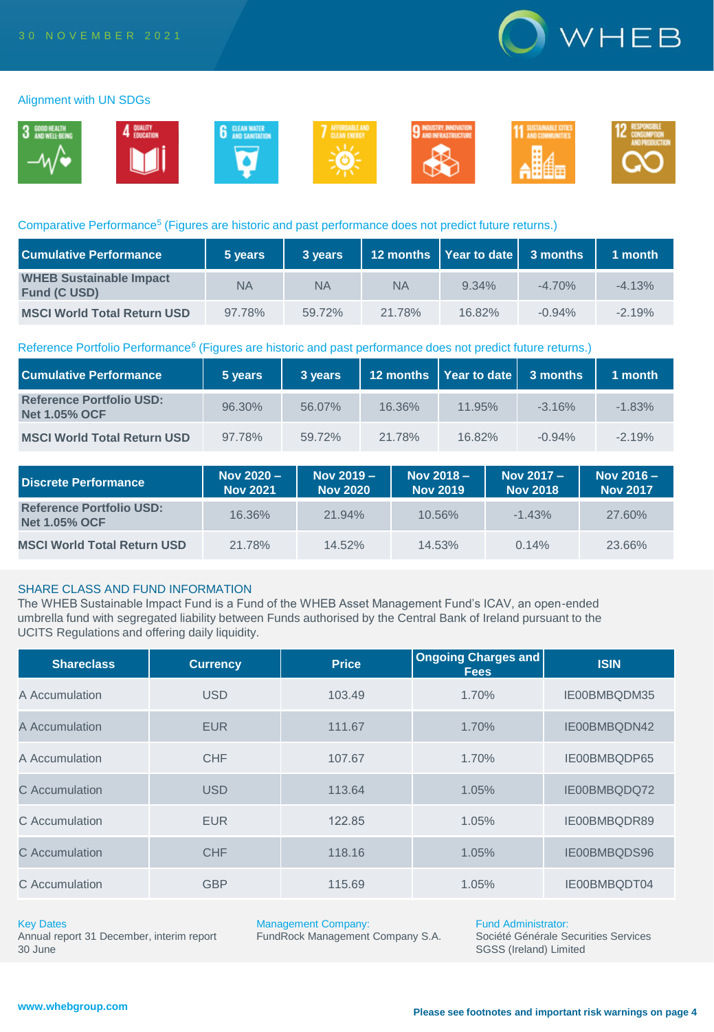30 NOVEMBER 2021

## Alignment with UN SDGs

3 GOOD HEALTH AND WELL-BEING | 4 QUALITY EDUCATION | 6 CLEAN WATER AND SANITATION | 7 AFFORDABLE AND CLEAN ENERGY | 9 INDUSTRY, INNOVATION AND INFRASTRUCTURE | 11 SUSTAINABLE CITIES AND COMMUNITIES | 12 RESPONSIBLE CONSUMPTION AND PRODUCTION

## Comparative Performance[5] (Figures are historic and past performance does not predict future returns.)

| Cumulative Performance | 5 years | 3 years | 12 months | Year to date | 3 months | 1 month |
|---|---|---|---|---|---|---|
| **WHEB Sustainable Impact Fund (C USD)** | NA | NA | NA | 9.34% | -4.70% | -4.13% |
| **MSCI World Total Return USD** | 97.78% | 59.72% | 21.78% | 16.82% | -0.94% | -2.19% |

## Reference Portfolio Performance[6] (Figures are historic and past performance does not predict future returns.)

| Cumulative Performance | 5 years | 3 years | 12 months | Year to date | 3 months | 1 month |
|---|---|---|---|---|---|---|
| **Reference Portfolio USD: Net 1.05% OCF** | 96.30% | 56.07% | 16.36% | 11.95% | -3.16% | -1.83% |
| **MSCI World Total Return USD** | 97.78% | 59.72% | 21.78% | 16.82% | -0.94% | -2.19% |

| Discrete Performance | Nov 2020 – Nov 2021 | Nov 2019 – Nov 2020 | Nov 2018 – Nov 2019 | Nov 2017 – Nov 2018 | Nov 2016 – Nov 2017 |
|---|---|---|---|---|---|
| **Reference Portfolio USD: Net 1.05% OCF** | 16.36% | 21.94% | 10.56% | -1.43% | 27.60% |
| **MSCI World Total Return USD** | 21.78% | 14.52% | 14.53% | 0.14% | 23.66% |

## SHARE CLASS AND FUND INFORMATION

The WHEB Sustainable Impact Fund is a Fund of the WHEB Asset Management Fund's ICAV, an open-ended umbrella fund with segregated liability between Funds authorised by the Central Bank of Ireland pursuant to the UCITS Regulations and offering daily liquidity.

| Shareclass | Currency | Price | Ongoing Charges and Fees | ISIN |
|---|---|---|---|---|
| A Accumulation | USD | 103.49 | 1.70% | IE00BMBQDM35 |
| A Accumulation | EUR | 111.67 | 1.70% | IE00BMBQDN42 |
| A Accumulation | CHF | 107.67 | 1.70% | IE00BMBQDP65 |
| C Accumulation | USD | 113.64 | 1.05% | IE00BMBQDQ72 |
| C Accumulation | EUR | 122.85 | 1.05% | IE00BMBQDR89 |
| C Accumulation | CHF | 118.16 | 1.05% | IE00BMBQDS96 |
| C Accumulation | GBP | 115.69 | 1.05% | IE00BMBQDT04 |

**Key Dates**
Annual report 31 December, interim report 30 June

**Management Company:**
FundRock Management Company S.A.

**Fund Administrator:**
Société Générale Securities Services SGSS (Ireland) Limited

www.whebgroup.com

**Please see footnotes and important risk warnings on page 4**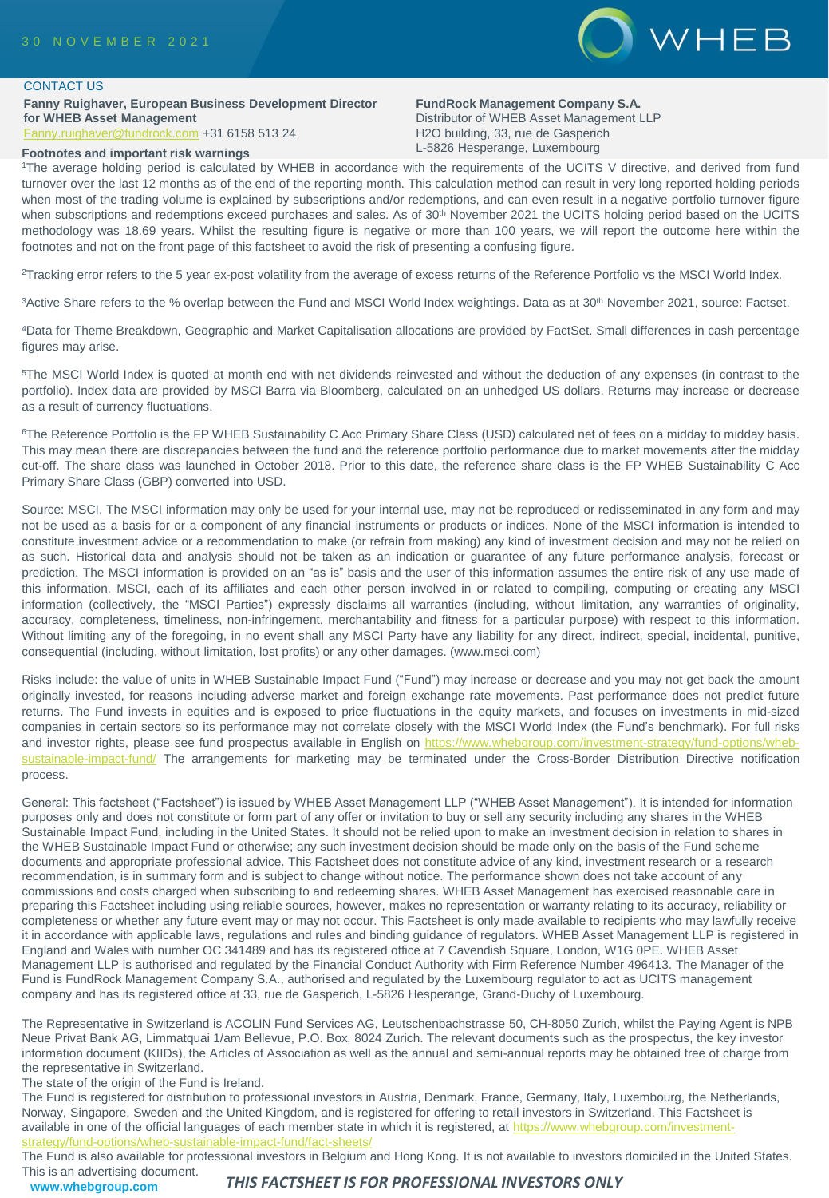30 NOVEMBER 2021

## CONTACT US

**Fanny Ruighaver, European Business Development Director for WHEB Asset Management**
Fanny.ruighaver@fundrock.com +31 6158 513 24

**FundRock Management Company S.A.**
Distributor of WHEB Asset Management LLP
H2O building, 33, rue de Gasperich
L-5826 Hesperange, Luxembourg

**Footnotes and important risk warnings**

[1]The average holding period is calculated by WHEB in accordance with the requirements of the UCITS V directive, and derived from fund turnover over the last 12 months as of the end of the reporting month. This calculation method can result in very long reported holding periods when most of the trading volume is explained by subscriptions and/or redemptions, and can even result in a negative portfolio turnover figure when subscriptions and redemptions exceed purchases and sales. As of 30th November 2021 the UCITS holding period based on the UCITS methodology was 18.69 years. Whilst the resulting figure is negative or more than 100 years, we will report the outcome here within the footnotes and not on the front page of this factsheet to avoid the risk of presenting a confusing figure.

[2]Tracking error refers to the 5 year ex-post volatility from the average of excess returns of the Reference Portfolio vs the MSCI World Index.

[3]Active Share refers to the % overlap between the Fund and MSCI World Index weightings. Data as at 30th November 2021, source: Factset.

[4]Data for Theme Breakdown, Geographic and Market Capitalisation allocations are provided by FactSet. Small differences in cash percentage figures may arise.

[5]The MSCI World Index is quoted at month end with net dividends reinvested and without the deduction of any expenses (in contrast to the portfolio). Index data are provided by MSCI Barra via Bloomberg, calculated on an unhedged US dollars. Returns may increase or decrease as a result of currency fluctuations.

[6]The Reference Portfolio is the FP WHEB Sustainability C Acc Primary Share Class (USD) calculated net of fees on a midday to midday basis. This may mean there are discrepancies between the fund and the reference portfolio performance due to market movements after the midday cut-off. The share class was launched in October 2018. Prior to this date, the reference share class is the FP WHEB Sustainability C Acc Primary Share Class (GBP) converted into USD.

Source: MSCI. The MSCI information may only be used for your internal use, may not be reproduced or redisseminated in any form and may not be used as a basis for or a component of any financial instruments or products or indices. None of the MSCI information is intended to constitute investment advice or a recommendation to make (or refrain from making) any kind of investment decision and may not be relied on as such. Historical data and analysis should not be taken as an indication or guarantee of any future performance analysis, forecast or prediction. The MSCI information is provided on an "as is" basis and the user of this information assumes the entire risk of any use made of this information. MSCI, each of its affiliates and each other person involved in or related to compiling, computing or creating any MSCI information (collectively, the "MSCI Parties") expressly disclaims all warranties (including, without limitation, any warranties of originality, accuracy, completeness, timeliness, non-infringement, merchantability and fitness for a particular purpose) with respect to this information. Without limiting any of the foregoing, in no event shall any MSCI Party have any liability for any direct, indirect, special, incidental, punitive, consequential (including, without limitation, lost profits) or any other damages. (www.msci.com)

Risks include: the value of units in WHEB Sustainable Impact Fund ("Fund") may increase or decrease and you may not get back the amount originally invested, for reasons including adverse market and foreign exchange rate movements. Past performance does not predict future returns. The Fund invests in equities and is exposed to price fluctuations in the equity markets, and focuses on investments in mid-sized companies in certain sectors so its performance may not correlate closely with the MSCI World Index (the Fund's benchmark). For full risks and investor rights, please see fund prospectus available in English on https://www.whebgroup.com/investment-strategy/fund-options/wheb-sustainable-impact-fund/ The arrangements for marketing may be terminated under the Cross-Border Distribution Directive notification process.

General: This factsheet ("Factsheet") is issued by WHEB Asset Management LLP ("WHEB Asset Management"). It is intended for information purposes only and does not constitute or form part of any offer or invitation to buy or sell any security including any shares in the WHEB Sustainable Impact Fund, including in the United States. It should not be relied upon to make an investment decision in relation to shares in the WHEB Sustainable Impact Fund or otherwise; any such investment decision should be made only on the basis of the Fund scheme documents and appropriate professional advice. This Factsheet does not constitute advice of any kind, investment research or a research recommendation, is in summary form and is subject to change without notice. The performance shown does not take account of any commissions and costs charged when subscribing to and redeeming shares. WHEB Asset Management has exercised reasonable care in preparing this Factsheet including using reliable sources, however, makes no representation or warranty relating to its accuracy, reliability or completeness or whether any future event may or may not occur. This Factsheet is only made available to recipients who may lawfully receive it in accordance with applicable laws, regulations and rules and binding guidance of regulators. WHEB Asset Management LLP is registered in England and Wales with number OC 341489 and has its registered office at 7 Cavendish Square, London, W1G 0PE. WHEB Asset Management LLP is authorised and regulated by the Financial Conduct Authority with Firm Reference Number 496413. The Manager of the Fund is FundRock Management Company S.A., authorised and regulated by the Luxembourg regulator to act as UCITS management company and has its registered office at 33, rue de Gasperich, L-5826 Hesperange, Grand-Duchy of Luxembourg.

The Representative in Switzerland is ACOLIN Fund Services AG, Leutschenbachstrasse 50, CH-8050 Zurich, whilst the Paying Agent is NPB Neue Privat Bank AG, Limmatquai 1/am Bellevue, P.O. Box, 8024 Zurich. The relevant documents such as the prospectus, the key investor information document (KIIDs), the Articles of Association as well as the annual and semi-annual reports may be obtained free of charge from the representative in Switzerland.
The state of the origin of the Fund is Ireland.
The Fund is registered for distribution to professional investors in Austria, Denmark, France, Germany, Italy, Luxembourg, the Netherlands, Norway, Singapore, Sweden and the United Kingdom, and is registered for offering to retail investors in Switzerland. This Factsheet is available in one of the official languages of each member state in which it is registered, at https://www.whebgroup.com/investment-strategy/fund-options/wheb-sustainable-impact-fund/fact-sheets/
The Fund is also available for professional investors in Belgium and Hong Kong. It is not available to investors domiciled in the United States.
This is an advertising document.

**www.whebgroup.com** ***THIS FACTSHEET IS FOR PROFESSIONAL INVESTORS ONLY***